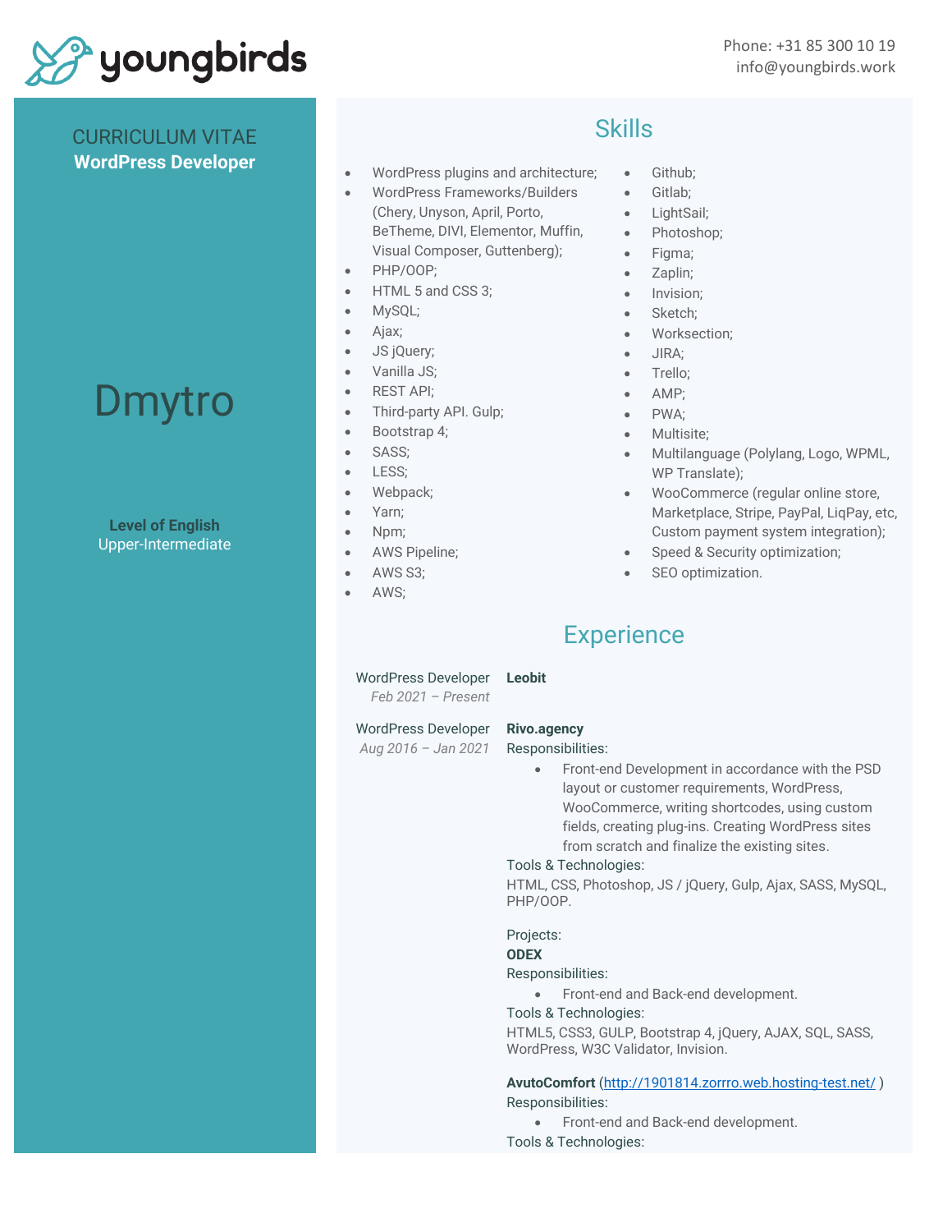youngbirds

Phone: +31 85 300 10 19
info@youngbirds.work

CURRICULUM VITAE
**WordPress Developer**

# Dmytro

**Level of English**
Upper-Intermediate

## Skills

- WordPress plugins and architecture;
- WordPress Frameworks/Builders (Chery, Unyson, April, Porto, BeTheme, DIVI, Elementor, Muffin, Visual Composer, Guttenberg);
- PHP/OOP;
- HTML 5 and CSS 3;
- MySQL;
- Ajax;
- JS jQuery;
- Vanilla JS;
- REST API;
- Third-party API. Gulp;
- Bootstrap 4;
- SASS;
- LESS;
- Webpack;
- Yarn;
- Npm;
- AWS Pipeline;
- AWS S3;
- AWS;
- Github;
- Gitlab;
- LightSail;
- Photoshop;
- Figma;
- Zaplin;
- Invision;
- Sketch;
- Worksection;
- JIRA;
- Trello;
- AMP;
- PWA;
- Multisite;
- Multilanguage (Polylang, Logo, WPML, WP Translate);
- WooCommerce (regular online store, Marketplace, Stripe, PayPal, LiqPay, etc, Custom payment system integration);
- Speed & Security optimization;
- SEO optimization.

## Experience

WordPress Developer
*Feb 2021 – Present*

**Leobit**

WordPress Developer
*Aug 2016 – Jan 2021*

**Rivo.agency**

Responsibilities:

- Front-end Development in accordance with the PSD layout or customer requirements, WordPress, WooCommerce, writing shortcodes, using custom fields, creating plug-ins. Creating WordPress sites from scratch and finalize the existing sites.

Tools & Technologies:
HTML, CSS, Photoshop, JS / jQuery, Gulp, Ajax, SASS, MySQL, PHP/OOP.

Projects:

**ODEX**

Responsibilities:

- Front-end and Back-end development.

Tools & Technologies:
HTML5, CSS3, GULP, Bootstrap 4, jQuery, AJAX, SQL, SASS, WordPress, W3C Validator, Invision.

**AvutoComfort** (http://1901814.zorrro.web.hosting-test.net/ )

Responsibilities:

- Front-end and Back-end development.

Tools & Technologies: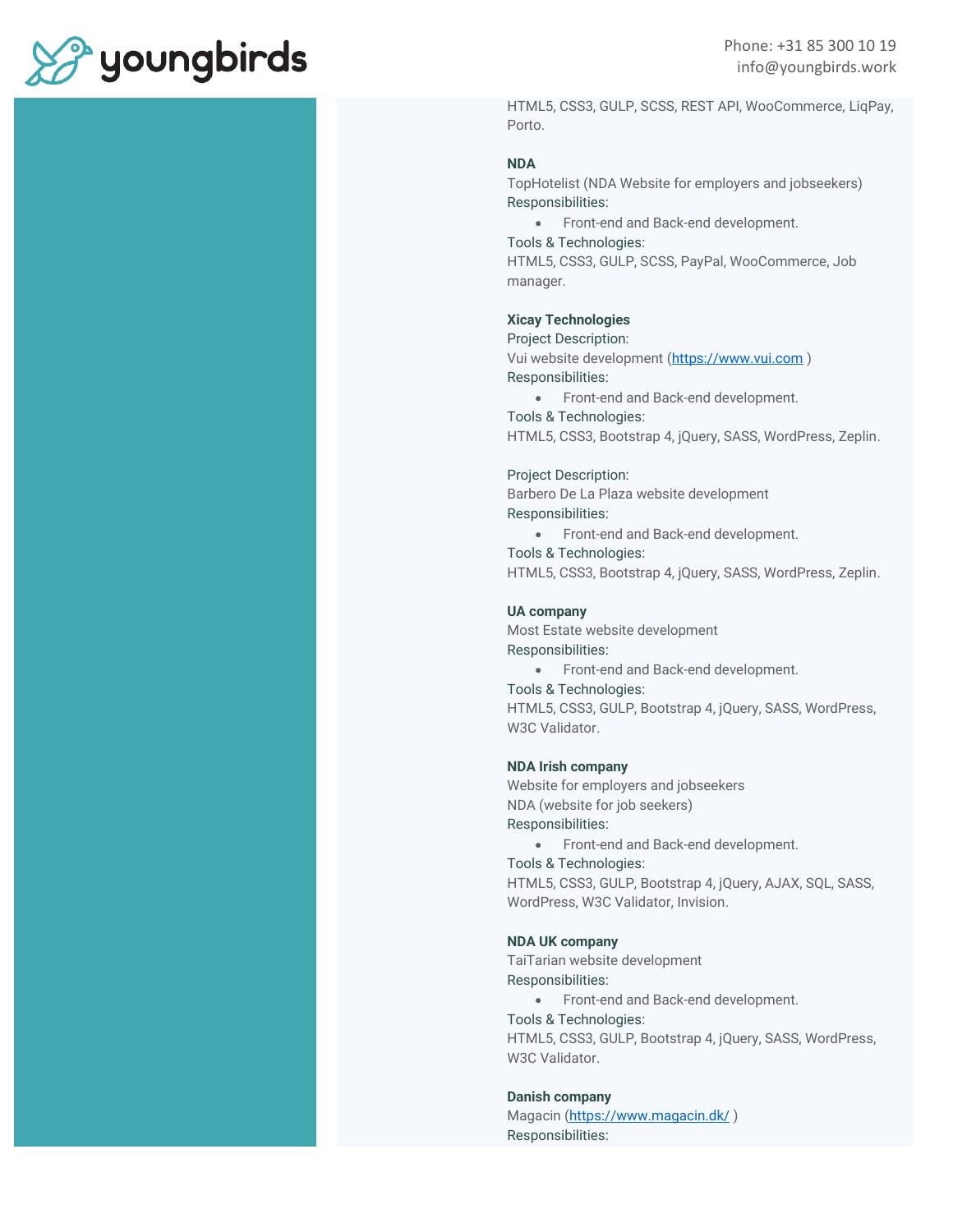HTML5, CSS3, GULP, SCSS, REST API, WooCommerce, LiqPay, Porto.

**NDA**
TopHotelist (NDA Website for employers and jobseekers)
Responsibilities:

- Front-end and Back-end development.

Tools & Technologies:
HTML5, CSS3, GULP, SCSS, PayPal, WooCommerce, Job manager.

**Xicay Technologies**
Project Description:
Vui website development (https://www.vui.com )
Responsibilities:

- Front-end and Back-end development.

Tools & Technologies:
HTML5, CSS3, Bootstrap 4, jQuery, SASS, WordPress, Zeplin.

Project Description:
Barbero De La Plaza website development
Responsibilities:

- Front-end and Back-end development.

Tools & Technologies:
HTML5, CSS3, Bootstrap 4, jQuery, SASS, WordPress, Zeplin.

**UA company**
Most Estate website development
Responsibilities:

- Front-end and Back-end development.

Tools & Technologies:
HTML5, CSS3, GULP, Bootstrap 4, jQuery, SASS, WordPress, W3C Validator.

**NDA Irish company**
Website for employers and jobseekers
NDA (website for job seekers)
Responsibilities:

- Front-end and Back-end development.

Tools & Technologies:
HTML5, CSS3, GULP, Bootstrap 4, jQuery, AJAX, SQL, SASS, WordPress, W3C Validator, Invision.

**NDA UK company**
TaiTarian website development
Responsibilities:

- Front-end and Back-end development.

Tools & Technologies:
HTML5, CSS3, GULP, Bootstrap 4, jQuery, SASS, WordPress, W3C Validator.

**Danish company**
Magacin (https://www.magacin.dk/ )
Responsibilities: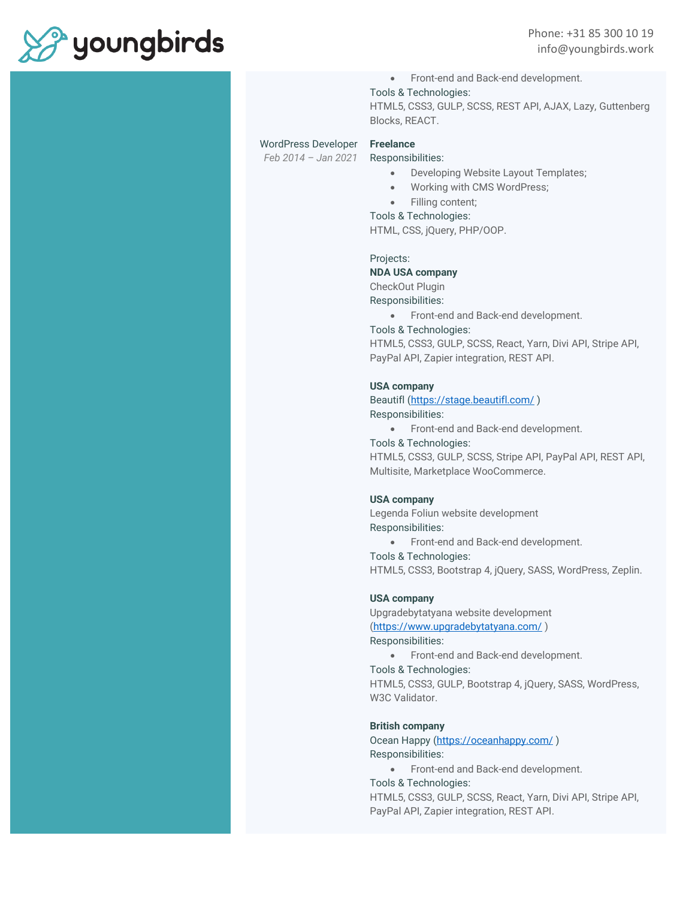- Front-end and Back-end development.

Tools & Technologies:
HTML5, CSS3, GULP, SCSS, REST API, AJAX, Lazy, Guttenberg Blocks, REACT.

WordPress Developer
*Feb 2014 – Jan 2021*

**Freelance**

Responsibilities:

- Developing Website Layout Templates;
- Working with CMS WordPress;
- Filling content;

Tools & Technologies:
HTML, CSS, jQuery, PHP/OOP.

Projects:

**NDA USA company**
CheckOut Plugin
Responsibilities:

- Front-end and Back-end development.

Tools & Technologies:
HTML5, CSS3, GULP, SCSS, React, Yarn, Divi API, Stripe API, PayPal API, Zapier integration, REST API.

**USA company**
Beautifl (https://stage.beautifl.com/ )
Responsibilities:

- Front-end and Back-end development.

Tools & Technologies:
HTML5, CSS3, GULP, SCSS, Stripe API, PayPal API, REST API, Multisite, Marketplace WooCommerce.

**USA company**
Legenda Foliun website development
Responsibilities:

- Front-end and Back-end development.

Tools & Technologies:
HTML5, CSS3, Bootstrap 4, jQuery, SASS, WordPress, Zeplin.

**USA company**
Upgradebytatyana website development (https://www.upgradebytatyana.com/ )
Responsibilities:

- Front-end and Back-end development.

Tools & Technologies:
HTML5, CSS3, GULP, Bootstrap 4, jQuery, SASS, WordPress, W3C Validator.

**British company**
Ocean Happy (https://oceanhappy.com/ )
Responsibilities:

- Front-end and Back-end development.

Tools & Technologies:
HTML5, CSS3, GULP, SCSS, React, Yarn, Divi API, Stripe API, PayPal API, Zapier integration, REST API.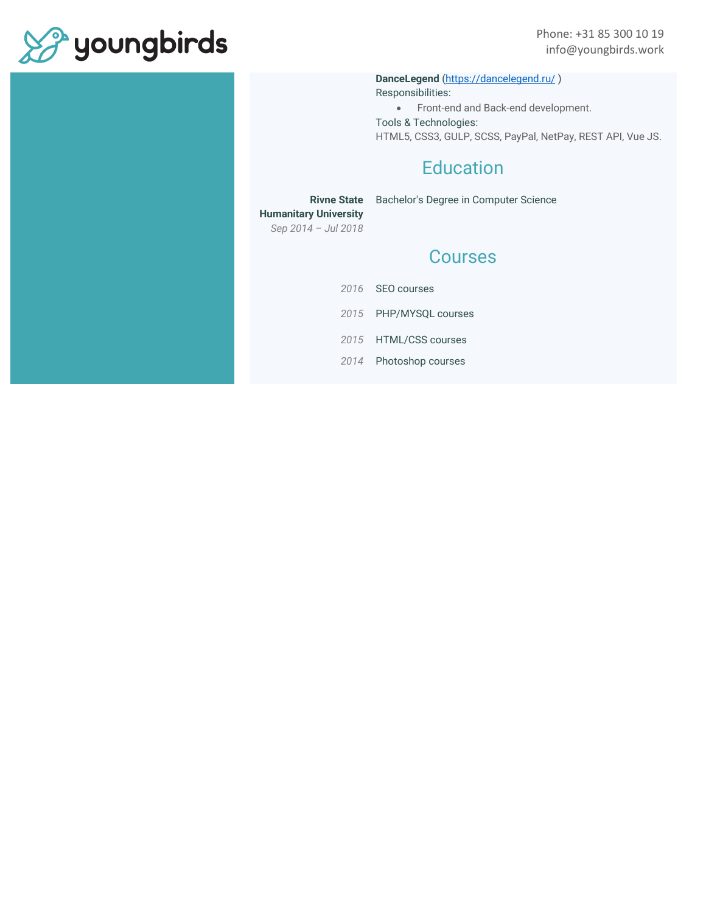**DanceLegend** ([https://dancelegend.ru/](https://dancelegend.ru/) )
Responsibilities:

- Front-end and Back-end development.

Tools & Technologies:
HTML5, CSS3, GULP, SCSS, PayPal, NetPay, REST API, Vue JS.

## Education

**Rivne State Humanitary University**
*Sep 2014 – Jul 2018*
Bachelor's Degree in Computer Science

## Courses

*2016* SEO courses

*2015* PHP/MYSQL courses

*2015* HTML/CSS courses

*2014* Photoshop courses